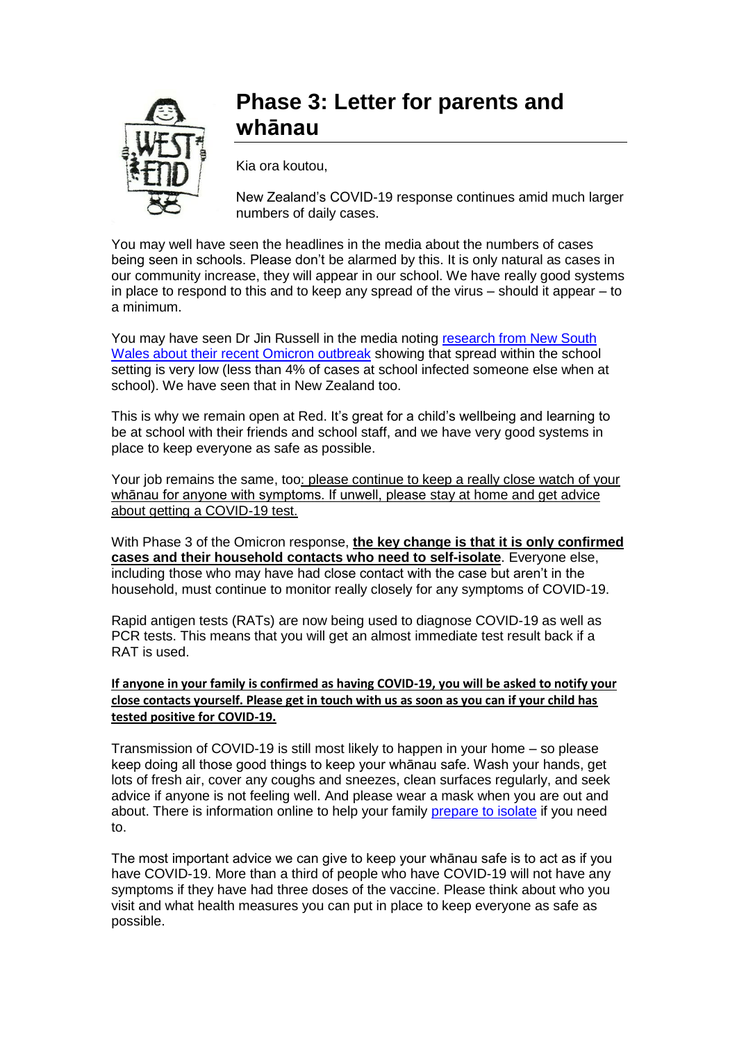# Phase 3: Letter for parents and whānau

Kia ora koutou,

New Zealand's COVID-19 response continues amid much larger numbers of daily cases.

You may well have seen the headlines in the media about the numbers of cases being seen in schools. Please don't be alarmed by this. It is only natural as cases in our community increase, they will appear in our school. We have really good systems in place to respond to this and to keep any spread of the virus – should it appear – to a minimum.

You may have seen Dr Jin Russell in the media noting research from New South Wales about their recent Omicron outbreak showing that spread within the school setting is very low (less than 4% of cases at school infected someone else when at school). We have seen that in New Zealand too.

This is why we remain open at Red. It's great for a child's wellbeing and learning to be at school with their friends and school staff, and we have very good systems in place to keep everyone as safe as possible.

Your job remains the same, too: please continue to keep a really close watch of your whānau for anyone with symptoms. If unwell, please stay at home and get advice about getting a COVID-19 test.

With Phase 3 of the Omicron response, **the key change is that it is only confirmed cases and their household contacts who need to self-isolate**. Everyone else, including those who may have had close contact with the case but aren't in the household, must continue to monitor really closely for any symptoms of COVID-19.

Rapid antigen tests (RATs) are now being used to diagnose COVID-19 as well as PCR tests. This means that you will get an almost immediate test result back if a RAT is used.

**If anyone in your family is confirmed as having COVID-19, you will be asked to notify your close contacts yourself. Please get in touch with us as soon as you can if your child has tested positive for COVID-19.**

Transmission of COVID-19 is still most likely to happen in your home – so please keep doing all those good things to keep your whānau safe. Wash your hands, get lots of fresh air, cover any coughs and sneezes, clean surfaces regularly, and seek advice if anyone is not feeling well. And please wear a mask when you are out and about. There is information online to help your family prepare to isolate if you need to.

The most important advice we can give to keep your whānau safe is to act as if you have COVID-19. More than a third of people who have COVID-19 will not have any symptoms if they have had three doses of the vaccine. Please think about who you visit and what health measures you can put in place to keep everyone as safe as possible.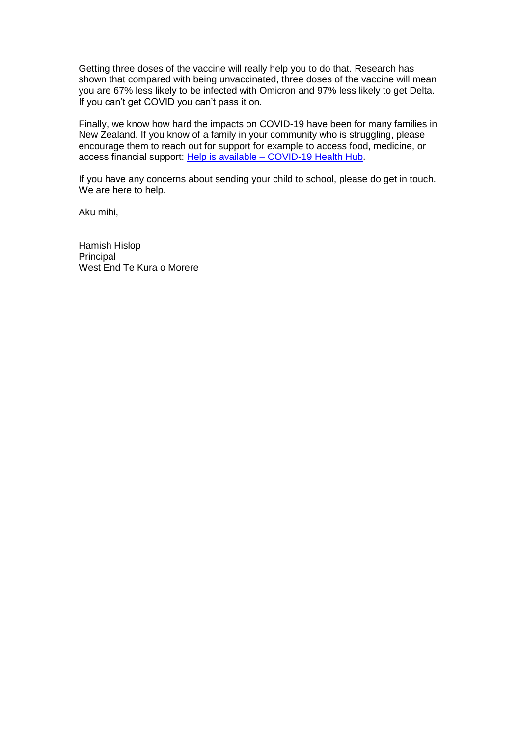Getting three doses of the vaccine will really help you to do that. Research has shown that compared with being unvaccinated, three doses of the vaccine will mean you are 67% less likely to be infected with Omicron and 97% less likely to get Delta. If you can't get COVID you can't pass it on.

Finally, we know how hard the impacts on COVID-19 have been for many families in New Zealand. If you know of a family in your community who is struggling, please encourage them to reach out for support for example to access food, medicine, or access financial support: Help is available – COVID-19 Health Hub.

If you have any concerns about sending your child to school, please do get in touch. We are here to help.

Aku mihi,

Hamish Hislop
Principal
West End Te Kura o Morere